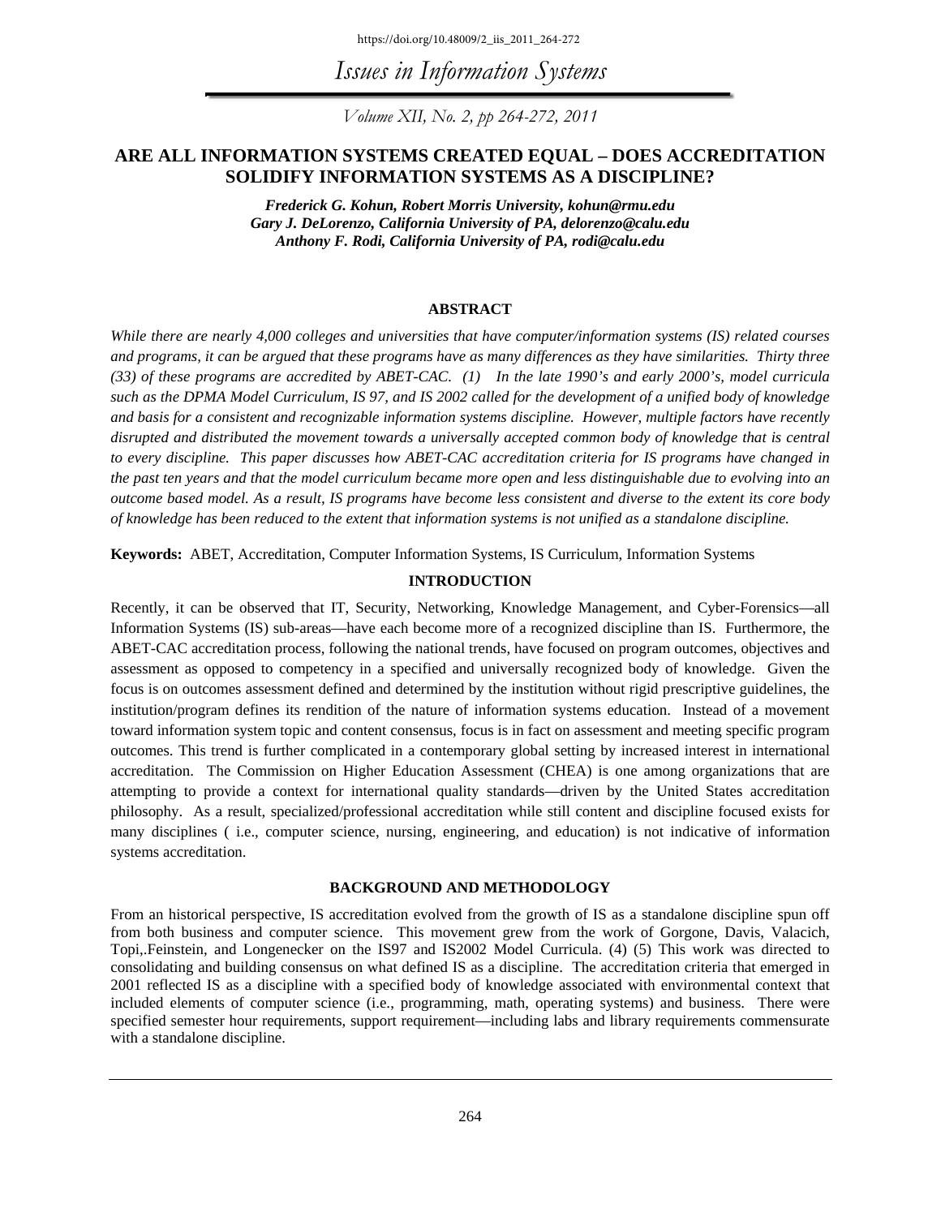# ARE ALL INFORMATION SYSTEMS CREATED EQUAL – DOES ACCREDITATION SOLIDIFY INFORMATION SYSTEMS AS A DISCIPLINE?

***Frederick G. Kohun, Robert Morris University, kohun@rmu.edu***
***Gary J. DeLorenzo, California University of PA, delorenzo@calu.edu***
***Anthony F. Rodi, California University of PA, rodi@calu.edu***

## ABSTRACT

*While there are nearly 4,000 colleges and universities that have computer/information systems (IS) related courses and programs, it can be argued that these programs have as many differences as they have similarities. Thirty three (33) of these programs are accredited by ABET-CAC. (1) In the late 1990's and early 2000's, model curricula such as the DPMA Model Curriculum, IS 97, and IS 2002 called for the development of a unified body of knowledge and basis for a consistent and recognizable information systems discipline. However, multiple factors have recently disrupted and distributed the movement towards a universally accepted common body of knowledge that is central to every discipline. This paper discusses how ABET-CAC accreditation criteria for IS programs have changed in the past ten years and that the model curriculum became more open and less distinguishable due to evolving into an outcome based model. As a result, IS programs have become less consistent and diverse to the extent its core body of knowledge has been reduced to the extent that information systems is not unified as a standalone discipline.*

**Keywords:** ABET, Accreditation, Computer Information Systems, IS Curriculum, Information Systems

## INTRODUCTION

Recently, it can be observed that IT, Security, Networking, Knowledge Management, and Cyber-Forensics—all Information Systems (IS) sub-areas—have each become more of a recognized discipline than IS. Furthermore, the ABET-CAC accreditation process, following the national trends, have focused on program outcomes, objectives and assessment as opposed to competency in a specified and universally recognized body of knowledge. Given the focus is on outcomes assessment defined and determined by the institution without rigid prescriptive guidelines, the institution/program defines its rendition of the nature of information systems education. Instead of a movement toward information system topic and content consensus, focus is in fact on assessment and meeting specific program outcomes. This trend is further complicated in a contemporary global setting by increased interest in international accreditation. The Commission on Higher Education Assessment (CHEA) is one among organizations that are attempting to provide a context for international quality standards—driven by the United States accreditation philosophy. As a result, specialized/professional accreditation while still content and discipline focused exists for many disciplines ( i.e., computer science, nursing, engineering, and education) is not indicative of information systems accreditation.

## BACKGROUND AND METHODOLOGY

From an historical perspective, IS accreditation evolved from the growth of IS as a standalone discipline spun off from both business and computer science. This movement grew from the work of Gorgone, Davis, Valacich, Topi,.Feinstein, and Longenecker on the IS97 and IS2002 Model Curricula. (4) (5) This work was directed to consolidating and building consensus on what defined IS as a discipline. The accreditation criteria that emerged in 2001 reflected IS as a discipline with a specified body of knowledge associated with environmental context that included elements of computer science (i.e., programming, math, operating systems) and business. There were specified semester hour requirements, support requirement—including labs and library requirements commensurate with a standalone discipline.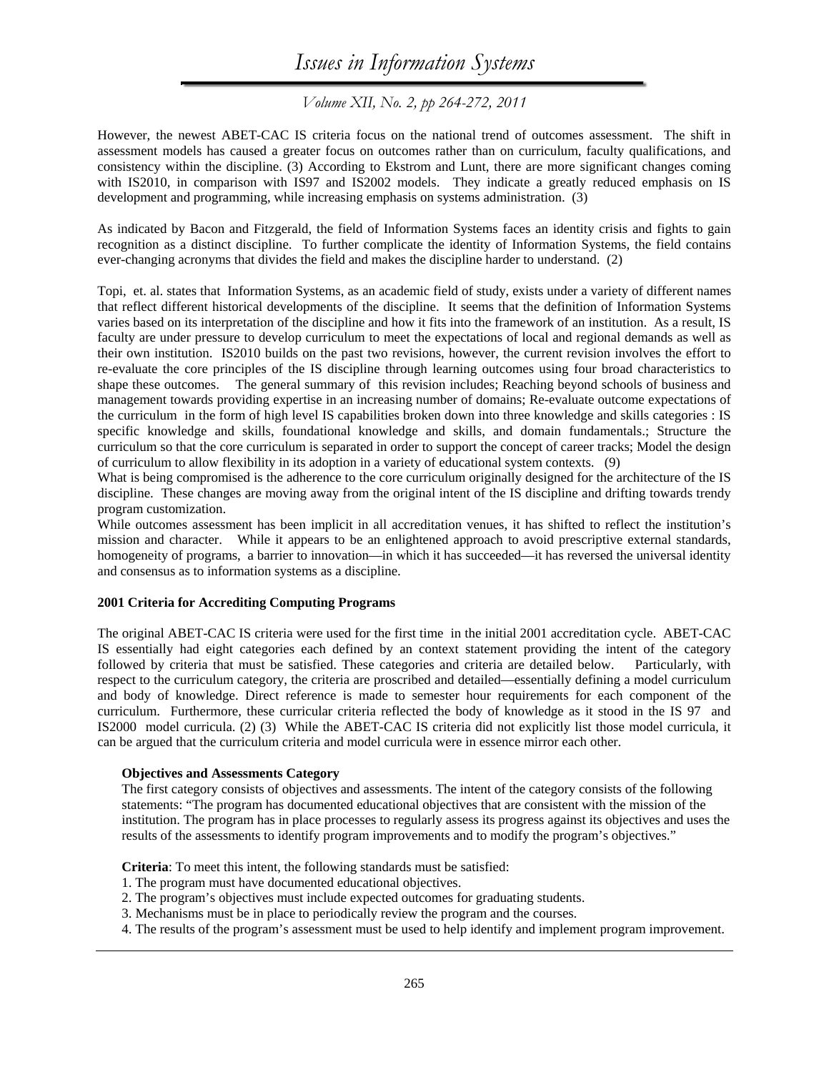However, the newest ABET-CAC IS criteria focus on the national trend of outcomes assessment. The shift in assessment models has caused a greater focus on outcomes rather than on curriculum, faculty qualifications, and consistency within the discipline. (3) According to Ekstrom and Lunt, there are more significant changes coming with IS2010, in comparison with IS97 and IS2002 models. They indicate a greatly reduced emphasis on IS development and programming, while increasing emphasis on systems administration. (3)

As indicated by Bacon and Fitzgerald, the field of Information Systems faces an identity crisis and fights to gain recognition as a distinct discipline. To further complicate the identity of Information Systems, the field contains ever-changing acronyms that divides the field and makes the discipline harder to understand. (2)

Topi, et. al. states that Information Systems, as an academic field of study, exists under a variety of different names that reflect different historical developments of the discipline. It seems that the definition of Information Systems varies based on its interpretation of the discipline and how it fits into the framework of an institution. As a result, IS faculty are under pressure to develop curriculum to meet the expectations of local and regional demands as well as their own institution. IS2010 builds on the past two revisions, however, the current revision involves the effort to re-evaluate the core principles of the IS discipline through learning outcomes using four broad characteristics to shape these outcomes. The general summary of this revision includes; Reaching beyond schools of business and management towards providing expertise in an increasing number of domains; Re-evaluate outcome expectations of the curriculum in the form of high level IS capabilities broken down into three knowledge and skills categories : IS specific knowledge and skills, foundational knowledge and skills, and domain fundamentals.; Structure the curriculum so that the core curriculum is separated in order to support the concept of career tracks; Model the design of curriculum to allow flexibility in its adoption in a variety of educational system contexts. (9)

What is being compromised is the adherence to the core curriculum originally designed for the architecture of the IS discipline. These changes are moving away from the original intent of the IS discipline and drifting towards trendy program customization.

While outcomes assessment has been implicit in all accreditation venues, it has shifted to reflect the institution's mission and character. While it appears to be an enlightened approach to avoid prescriptive external standards, homogeneity of programs, a barrier to innovation—in which it has succeeded—it has reversed the universal identity and consensus as to information systems as a discipline.

**2001 Criteria for Accrediting Computing Programs**

The original ABET-CAC IS criteria were used for the first time in the initial 2001 accreditation cycle. ABET-CAC IS essentially had eight categories each defined by an context statement providing the intent of the category followed by criteria that must be satisfied. These categories and criteria are detailed below. Particularly, with respect to the curriculum category, the criteria are proscribed and detailed—essentially defining a model curriculum and body of knowledge. Direct reference is made to semester hour requirements for each component of the curriculum. Furthermore, these curricular criteria reflected the body of knowledge as it stood in the IS 97 and IS2000 model curricula. (2) (3) While the ABET-CAC IS criteria did not explicitly list those model curricula, it can be argued that the curriculum criteria and model curricula were in essence mirror each other.

**Objectives and Assessments Category**

The first category consists of objectives and assessments. The intent of the category consists of the following statements: "The program has documented educational objectives that are consistent with the mission of the institution. The program has in place processes to regularly assess its progress against its objectives and uses the results of the assessments to identify program improvements and to modify the program's objectives."

**Criteria**: To meet this intent, the following standards must be satisfied:

1. The program must have documented educational objectives.
2. The program's objectives must include expected outcomes for graduating students.
3. Mechanisms must be in place to periodically review the program and the courses.
4. The results of the program's assessment must be used to help identify and implement program improvement.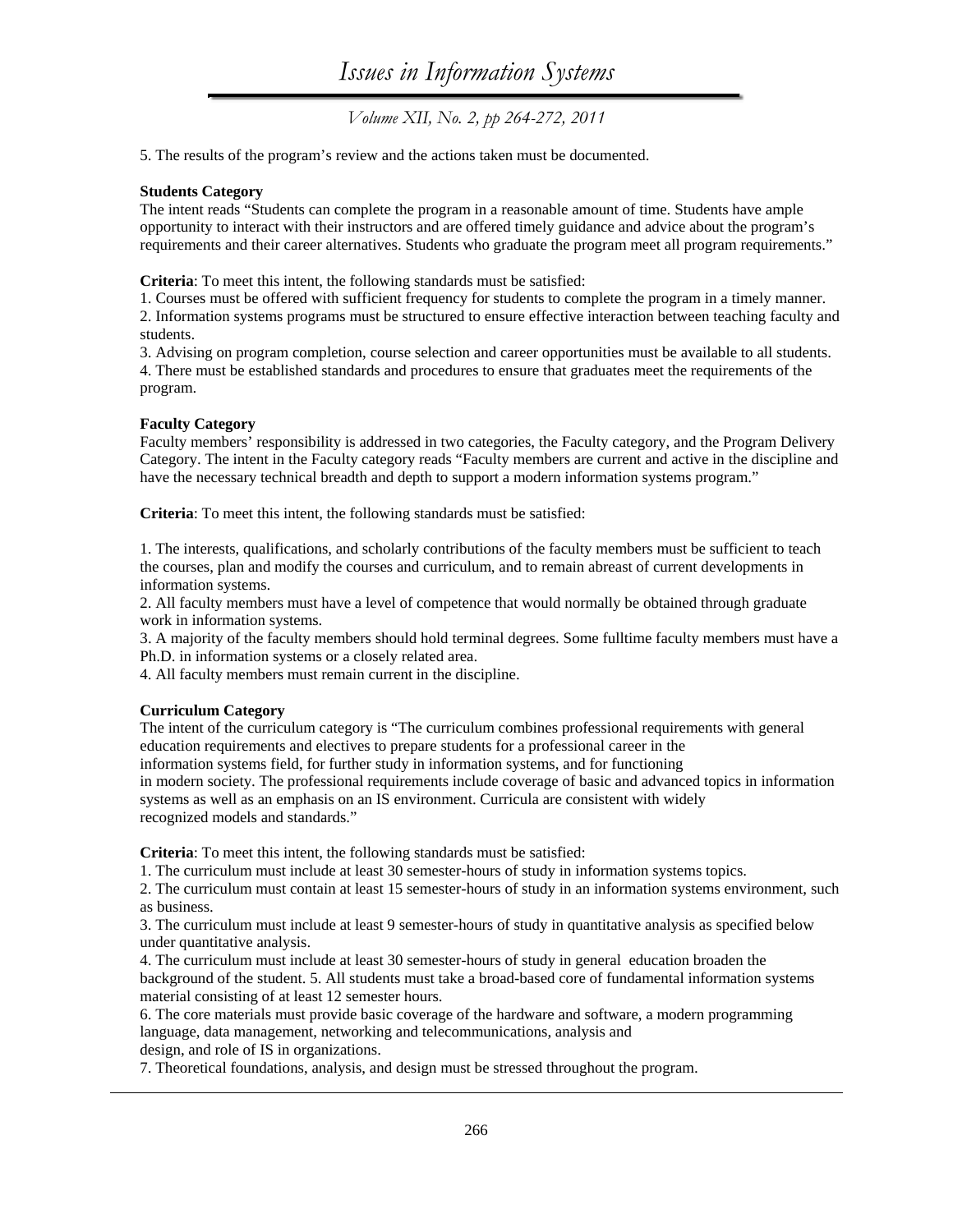5. The results of the program's review and the actions taken must be documented.

**Students Category**

The intent reads "Students can complete the program in a reasonable amount of time. Students have ample opportunity to interact with their instructors and are offered timely guidance and advice about the program's requirements and their career alternatives. Students who graduate the program meet all program requirements."

**Criteria**: To meet this intent, the following standards must be satisfied:

1. Courses must be offered with sufficient frequency for students to complete the program in a timely manner.
2. Information systems programs must be structured to ensure effective interaction between teaching faculty and students.
3. Advising on program completion, course selection and career opportunities must be available to all students.
4. There must be established standards and procedures to ensure that graduates meet the requirements of the program.

**Faculty Category**

Faculty members' responsibility is addressed in two categories, the Faculty category, and the Program Delivery Category. The intent in the Faculty category reads "Faculty members are current and active in the discipline and have the necessary technical breadth and depth to support a modern information systems program."

**Criteria**: To meet this intent, the following standards must be satisfied:

1. The interests, qualifications, and scholarly contributions of the faculty members must be sufficient to teach the courses, plan and modify the courses and curriculum, and to remain abreast of current developments in information systems.
2. All faculty members must have a level of competence that would normally be obtained through graduate work in information systems.
3. A majority of the faculty members should hold terminal degrees. Some fulltime faculty members must have a Ph.D. in information systems or a closely related area.
4. All faculty members must remain current in the discipline.

**Curriculum Category**

The intent of the curriculum category is "The curriculum combines professional requirements with general education requirements and electives to prepare students for a professional career in the information systems field, for further study in information systems, and for functioning in modern society. The professional requirements include coverage of basic and advanced topics in information systems as well as an emphasis on an IS environment. Curricula are consistent with widely recognized models and standards."

**Criteria**: To meet this intent, the following standards must be satisfied:

1. The curriculum must include at least 30 semester-hours of study in information systems topics.
2. The curriculum must contain at least 15 semester-hours of study in an information systems environment, such as business.
3. The curriculum must include at least 9 semester-hours of study in quantitative analysis as specified below under quantitative analysis.
4. The curriculum must include at least 30 semester-hours of study in general education broaden the background of the student.
5. All students must take a broad-based core of fundamental information systems material consisting of at least 12 semester hours.
6. The core materials must provide basic coverage of the hardware and software, a modern programming language, data management, networking and telecommunications, analysis and design, and role of IS in organizations.
7. Theoretical foundations, analysis, and design must be stressed throughout the program.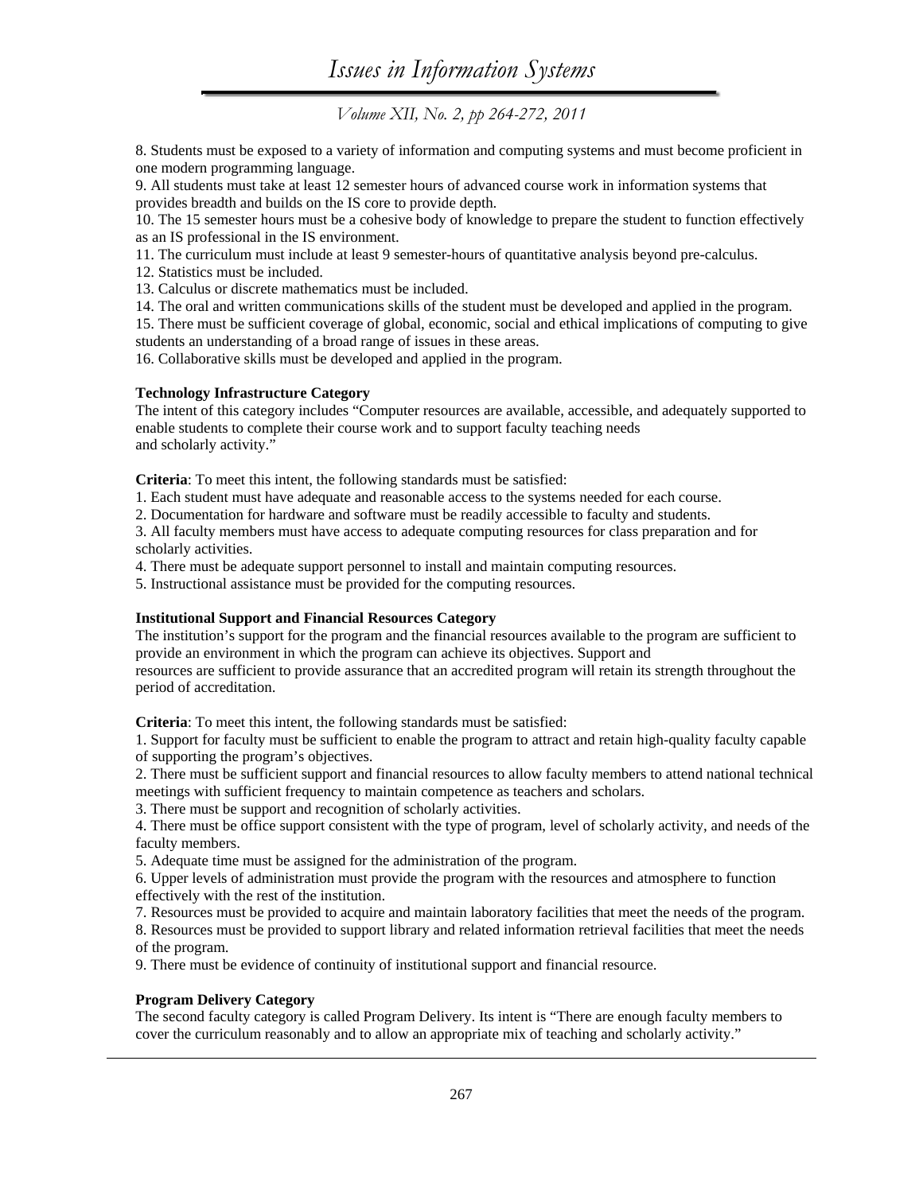8. Students must be exposed to a variety of information and computing systems and must become proficient in one modern programming language.
9. All students must take at least 12 semester hours of advanced course work in information systems that provides breadth and builds on the IS core to provide depth.
10. The 15 semester hours must be a cohesive body of knowledge to prepare the student to function effectively as an IS professional in the IS environment.
11. The curriculum must include at least 9 semester-hours of quantitative analysis beyond pre-calculus.
12. Statistics must be included.
13. Calculus or discrete mathematics must be included.
14. The oral and written communications skills of the student must be developed and applied in the program.
15. There must be sufficient coverage of global, economic, social and ethical implications of computing to give students an understanding of a broad range of issues in these areas.
16. Collaborative skills must be developed and applied in the program.

**Technology Infrastructure Category**

The intent of this category includes "Computer resources are available, accessible, and adequately supported to enable students to complete their course work and to support faculty teaching needs and scholarly activity."

**Criteria**: To meet this intent, the following standards must be satisfied:

1. Each student must have adequate and reasonable access to the systems needed for each course.
2. Documentation for hardware and software must be readily accessible to faculty and students.
3. All faculty members must have access to adequate computing resources for class preparation and for scholarly activities.
4. There must be adequate support personnel to install and maintain computing resources.
5. Instructional assistance must be provided for the computing resources.

**Institutional Support and Financial Resources Category**

The institution's support for the program and the financial resources available to the program are sufficient to provide an environment in which the program can achieve its objectives. Support and resources are sufficient to provide assurance that an accredited program will retain its strength throughout the period of accreditation.

**Criteria**: To meet this intent, the following standards must be satisfied:

1. Support for faculty must be sufficient to enable the program to attract and retain high-quality faculty capable of supporting the program's objectives.
2. There must be sufficient support and financial resources to allow faculty members to attend national technical meetings with sufficient frequency to maintain competence as teachers and scholars.
3. There must be support and recognition of scholarly activities.
4. There must be office support consistent with the type of program, level of scholarly activity, and needs of the faculty members.
5. Adequate time must be assigned for the administration of the program.
6. Upper levels of administration must provide the program with the resources and atmosphere to function effectively with the rest of the institution.
7. Resources must be provided to acquire and maintain laboratory facilities that meet the needs of the program.
8. Resources must be provided to support library and related information retrieval facilities that meet the needs of the program.
9. There must be evidence of continuity of institutional support and financial resource.

**Program Delivery Category**

The second faculty category is called Program Delivery. Its intent is "There are enough faculty members to cover the curriculum reasonably and to allow an appropriate mix of teaching and scholarly activity."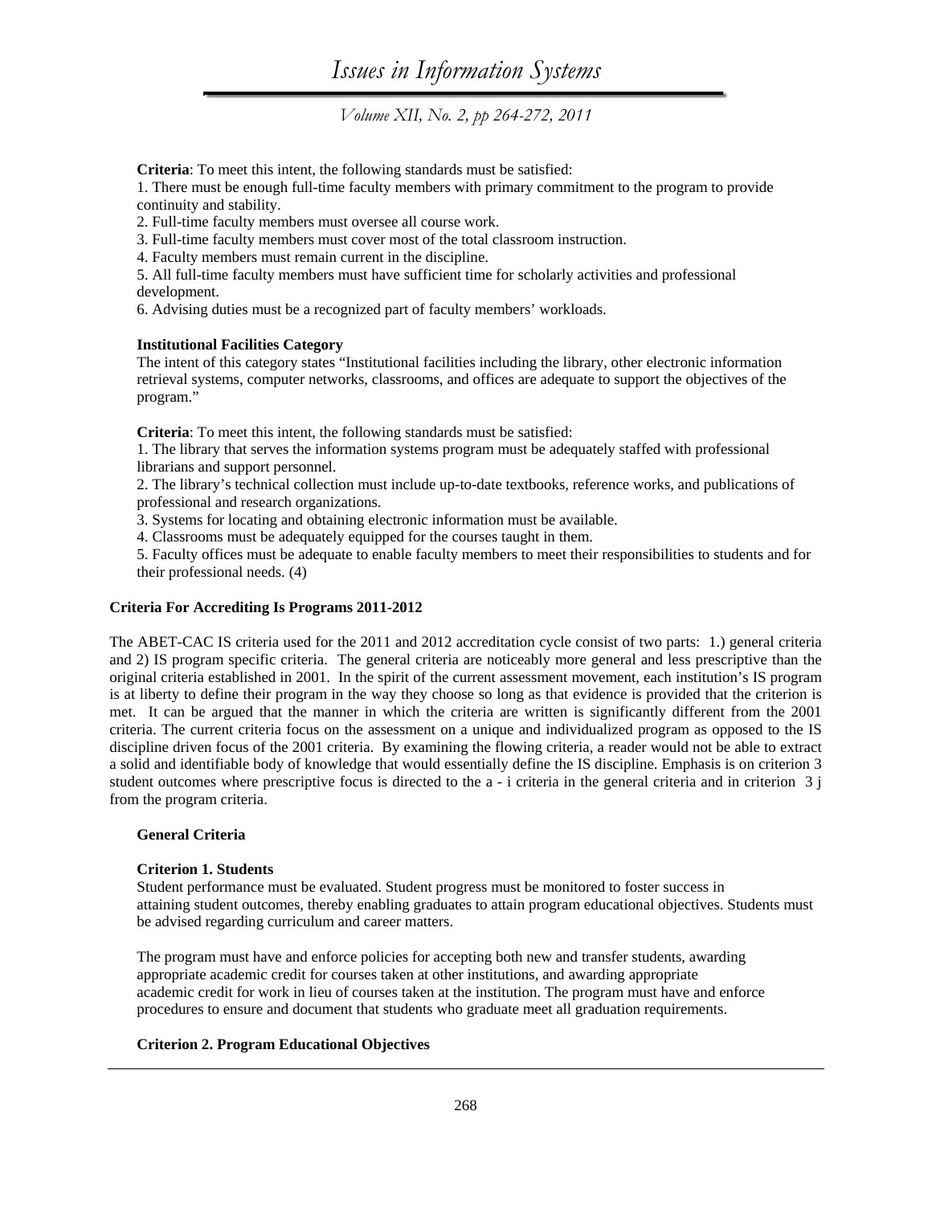**Criteria**: To meet this intent, the following standards must be satisfied:

1. There must be enough full-time faculty members with primary commitment to the program to provide continuity and stability.
2. Full-time faculty members must oversee all course work.
3. Full-time faculty members must cover most of the total classroom instruction.
4. Faculty members must remain current in the discipline.
5. All full-time faculty members must have sufficient time for scholarly activities and professional development.
6. Advising duties must be a recognized part of faculty members' workloads.

**Institutional Facilities Category**

The intent of this category states "Institutional facilities including the library, other electronic information retrieval systems, computer networks, classrooms, and offices are adequate to support the objectives of the program."

**Criteria**: To meet this intent, the following standards must be satisfied:

1. The library that serves the information systems program must be adequately staffed with professional librarians and support personnel.
2. The library's technical collection must include up-to-date textbooks, reference works, and publications of professional and research organizations.
3. Systems for locating and obtaining electronic information must be available.
4. Classrooms must be adequately equipped for the courses taught in them.
5. Faculty offices must be adequate to enable faculty members to meet their responsibilities to students and for their professional needs. (4)

## Criteria For Accrediting Is Programs 2011-2012

The ABET-CAC IS criteria used for the 2011 and 2012 accreditation cycle consist of two parts: 1.) general criteria and 2) IS program specific criteria. The general criteria are noticeably more general and less prescriptive than the original criteria established in 2001. In the spirit of the current assessment movement, each institution's IS program is at liberty to define their program in the way they choose so long as that evidence is provided that the criterion is met. It can be argued that the manner in which the criteria are written is significantly different from the 2001 criteria. The current criteria focus on the assessment on a unique and individualized program as opposed to the IS discipline driven focus of the 2001 criteria. By examining the flowing criteria, a reader would not be able to extract a solid and identifiable body of knowledge that would essentially define the IS discipline. Emphasis is on criterion 3 student outcomes where prescriptive focus is directed to the a - i criteria in the general criteria and in criterion 3 j from the program criteria.

### General Criteria

**Criterion 1. Students**

Student performance must be evaluated. Student progress must be monitored to foster success in attaining student outcomes, thereby enabling graduates to attain program educational objectives. Students must be advised regarding curriculum and career matters.

The program must have and enforce policies for accepting both new and transfer students, awarding appropriate academic credit for courses taken at other institutions, and awarding appropriate academic credit for work in lieu of courses taken at the institution. The program must have and enforce procedures to ensure and document that students who graduate meet all graduation requirements.

**Criterion 2. Program Educational Objectives**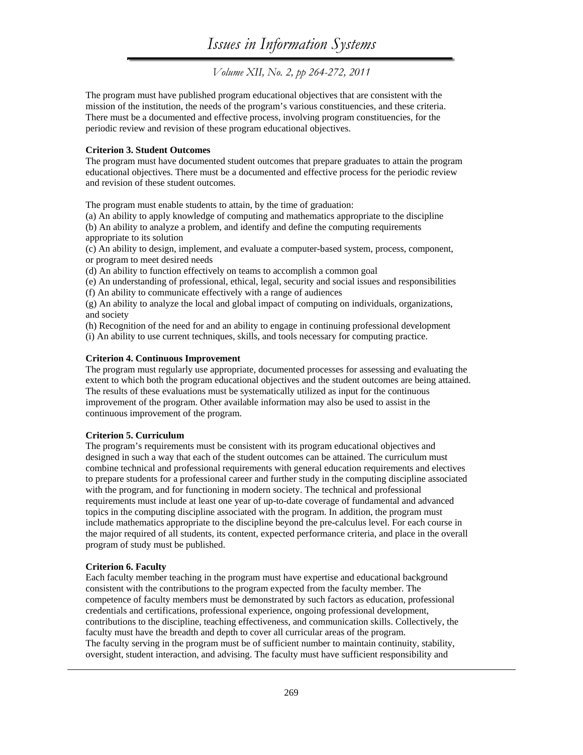The program must have published program educational objectives that are consistent with the mission of the institution, the needs of the program's various constituencies, and these criteria. There must be a documented and effective process, involving program constituencies, for the periodic review and revision of these program educational objectives.

**Criterion 3. Student Outcomes**

The program must have documented student outcomes that prepare graduates to attain the program educational objectives. There must be a documented and effective process for the periodic review and revision of these student outcomes.

The program must enable students to attain, by the time of graduation:

(a) An ability to apply knowledge of computing and mathematics appropriate to the discipline
(b) An ability to analyze a problem, and identify and define the computing requirements appropriate to its solution
(c) An ability to design, implement, and evaluate a computer-based system, process, component, or program to meet desired needs
(d) An ability to function effectively on teams to accomplish a common goal
(e) An understanding of professional, ethical, legal, security and social issues and responsibilities
(f) An ability to communicate effectively with a range of audiences
(g) An ability to analyze the local and global impact of computing on individuals, organizations, and society
(h) Recognition of the need for and an ability to engage in continuing professional development
(i) An ability to use current techniques, skills, and tools necessary for computing practice.

**Criterion 4. Continuous Improvement**

The program must regularly use appropriate, documented processes for assessing and evaluating the extent to which both the program educational objectives and the student outcomes are being attained. The results of these evaluations must be systematically utilized as input for the continuous improvement of the program. Other available information may also be used to assist in the continuous improvement of the program.

**Criterion 5. Curriculum**

The program's requirements must be consistent with its program educational objectives and designed in such a way that each of the student outcomes can be attained. The curriculum must combine technical and professional requirements with general education requirements and electives to prepare students for a professional career and further study in the computing discipline associated with the program, and for functioning in modern society. The technical and professional requirements must include at least one year of up-to-date coverage of fundamental and advanced topics in the computing discipline associated with the program. In addition, the program must include mathematics appropriate to the discipline beyond the pre-calculus level. For each course in the major required of all students, its content, expected performance criteria, and place in the overall program of study must be published.

**Criterion 6. Faculty**

Each faculty member teaching in the program must have expertise and educational background consistent with the contributions to the program expected from the faculty member. The competence of faculty members must be demonstrated by such factors as education, professional credentials and certifications, professional experience, ongoing professional development, contributions to the discipline, teaching effectiveness, and communication skills. Collectively, the faculty must have the breadth and depth to cover all curricular areas of the program.
The faculty serving in the program must be of sufficient number to maintain continuity, stability, oversight, student interaction, and advising. The faculty must have sufficient responsibility and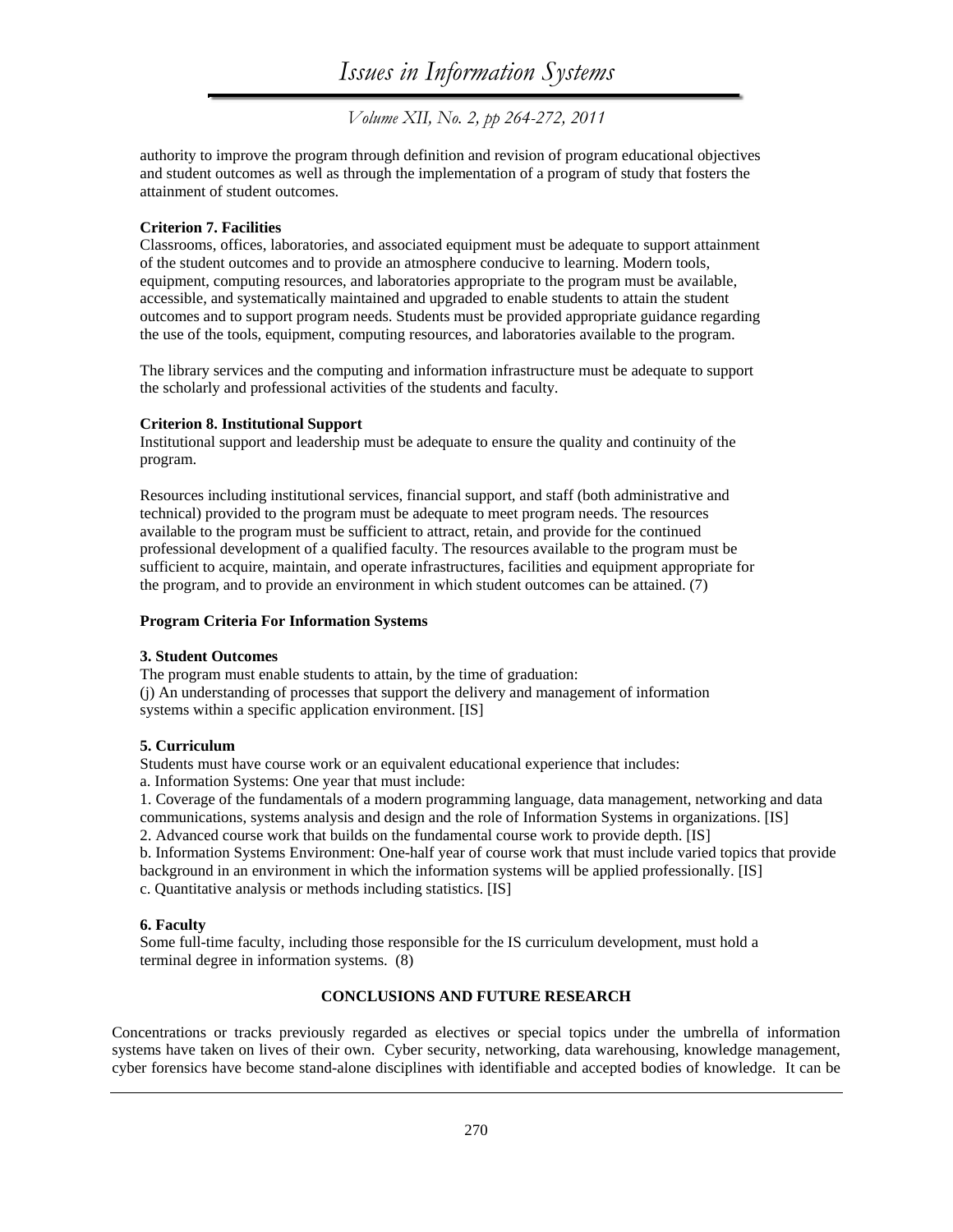authority to improve the program through definition and revision of program educational objectives and student outcomes as well as through the implementation of a program of study that fosters the attainment of student outcomes.

**Criterion 7. Facilities**
Classrooms, offices, laboratories, and associated equipment must be adequate to support attainment of the student outcomes and to provide an atmosphere conducive to learning. Modern tools, equipment, computing resources, and laboratories appropriate to the program must be available, accessible, and systematically maintained and upgraded to enable students to attain the student outcomes and to support program needs. Students must be provided appropriate guidance regarding the use of the tools, equipment, computing resources, and laboratories available to the program.

The library services and the computing and information infrastructure must be adequate to support the scholarly and professional activities of the students and faculty.

**Criterion 8. Institutional Support**
Institutional support and leadership must be adequate to ensure the quality and continuity of the program.

Resources including institutional services, financial support, and staff (both administrative and technical) provided to the program must be adequate to meet program needs. The resources available to the program must be sufficient to attract, retain, and provide for the continued professional development of a qualified faculty. The resources available to the program must be sufficient to acquire, maintain, and operate infrastructures, facilities and equipment appropriate for the program, and to provide an environment in which student outcomes can be attained. (7)

**Program Criteria For Information Systems**

**3. Student Outcomes**
The program must enable students to attain, by the time of graduation:
(j) An understanding of processes that support the delivery and management of information systems within a specific application environment. [IS]

**5. Curriculum**
Students must have course work or an equivalent educational experience that includes:
a. Information Systems: One year that must include:
1. Coverage of the fundamentals of a modern programming language, data management, networking and data communications, systems analysis and design and the role of Information Systems in organizations. [IS]
2. Advanced course work that builds on the fundamental course work to provide depth. [IS]
b. Information Systems Environment: One-half year of course work that must include varied topics that provide background in an environment in which the information systems will be applied professionally. [IS]
c. Quantitative analysis or methods including statistics. [IS]

**6. Faculty**
Some full-time faculty, including those responsible for the IS curriculum development, must hold a terminal degree in information systems. (8)

## CONCLUSIONS AND FUTURE RESEARCH

Concentrations or tracks previously regarded as electives or special topics under the umbrella of information systems have taken on lives of their own. Cyber security, networking, data warehousing, knowledge management, cyber forensics have become stand-alone disciplines with identifiable and accepted bodies of knowledge. It can be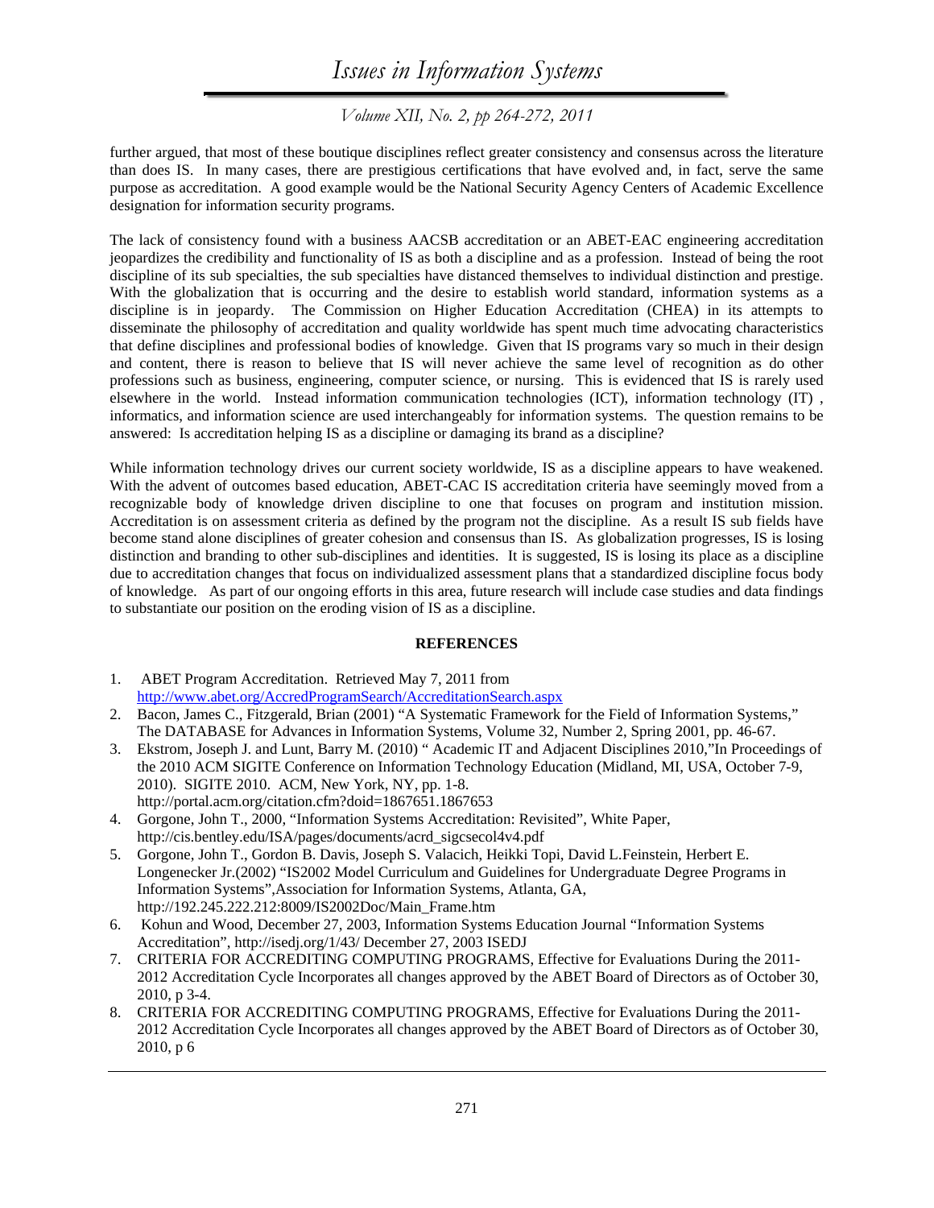further argued, that most of these boutique disciplines reflect greater consistency and consensus across the literature than does IS. In many cases, there are prestigious certifications that have evolved and, in fact, serve the same purpose as accreditation. A good example would be the National Security Agency Centers of Academic Excellence designation for information security programs.

The lack of consistency found with a business AACSB accreditation or an ABET-EAC engineering accreditation jeopardizes the credibility and functionality of IS as both a discipline and as a profession. Instead of being the root discipline of its sub specialties, the sub specialties have distanced themselves to individual distinction and prestige. With the globalization that is occurring and the desire to establish world standard, information systems as a discipline is in jeopardy. The Commission on Higher Education Accreditation (CHEA) in its attempts to disseminate the philosophy of accreditation and quality worldwide has spent much time advocating characteristics that define disciplines and professional bodies of knowledge. Given that IS programs vary so much in their design and content, there is reason to believe that IS will never achieve the same level of recognition as do other professions such as business, engineering, computer science, or nursing. This is evidenced that IS is rarely used elsewhere in the world. Instead information communication technologies (ICT), information technology (IT) , informatics, and information science are used interchangeably for information systems. The question remains to be answered: Is accreditation helping IS as a discipline or damaging its brand as a discipline?

While information technology drives our current society worldwide, IS as a discipline appears to have weakened. With the advent of outcomes based education, ABET-CAC IS accreditation criteria have seemingly moved from a recognizable body of knowledge driven discipline to one that focuses on program and institution mission. Accreditation is on assessment criteria as defined by the program not the discipline. As a result IS sub fields have become stand alone disciplines of greater cohesion and consensus than IS. As globalization progresses, IS is losing distinction and branding to other sub-disciplines and identities. It is suggested, IS is losing its place as a discipline due to accreditation changes that focus on individualized assessment plans that a standardized discipline focus body of knowledge. As part of our ongoing efforts in this area, future research will include case studies and data findings to substantiate our position on the eroding vision of IS as a discipline.

## REFERENCES

1. ABET Program Accreditation. Retrieved May 7, 2011 from http://www.abet.org/AccredProgramSearch/AccreditationSearch.aspx
2. Bacon, James C., Fitzgerald, Brian (2001) "A Systematic Framework for the Field of Information Systems," The DATABASE for Advances in Information Systems, Volume 32, Number 2, Spring 2001, pp. 46-67.
3. Ekstrom, Joseph J. and Lunt, Barry M. (2010) " Academic IT and Adjacent Disciplines 2010,"In Proceedings of the 2010 ACM SIGITE Conference on Information Technology Education (Midland, MI, USA, October 7-9, 2010). SIGITE 2010. ACM, New York, NY, pp. 1-8. http://portal.acm.org/citation.cfm?doid=1867651.1867653
4. Gorgone, John T., 2000, "Information Systems Accreditation: Revisited", White Paper, http://cis.bentley.edu/ISA/pages/documents/acrd_sigcsecol4v4.pdf
5. Gorgone, John T., Gordon B. Davis, Joseph S. Valacich, Heikki Topi, David L.Feinstein, Herbert E. Longenecker Jr.(2002) "IS2002 Model Curriculum and Guidelines for Undergraduate Degree Programs in Information Systems",Association for Information Systems, Atlanta, GA, http://192.245.222.212:8009/IS2002Doc/Main_Frame.htm
6. Kohun and Wood, December 27, 2003, Information Systems Education Journal "Information Systems Accreditation", http://isedj.org/1/43/ December 27, 2003 ISEDJ
7. CRITERIA FOR ACCREDITING COMPUTING PROGRAMS, Effective for Evaluations During the 2011-2012 Accreditation Cycle Incorporates all changes approved by the ABET Board of Directors as of October 30, 2010, p 3-4.
8. CRITERIA FOR ACCREDITING COMPUTING PROGRAMS, Effective for Evaluations During the 2011-2012 Accreditation Cycle Incorporates all changes approved by the ABET Board of Directors as of October 30, 2010, p 6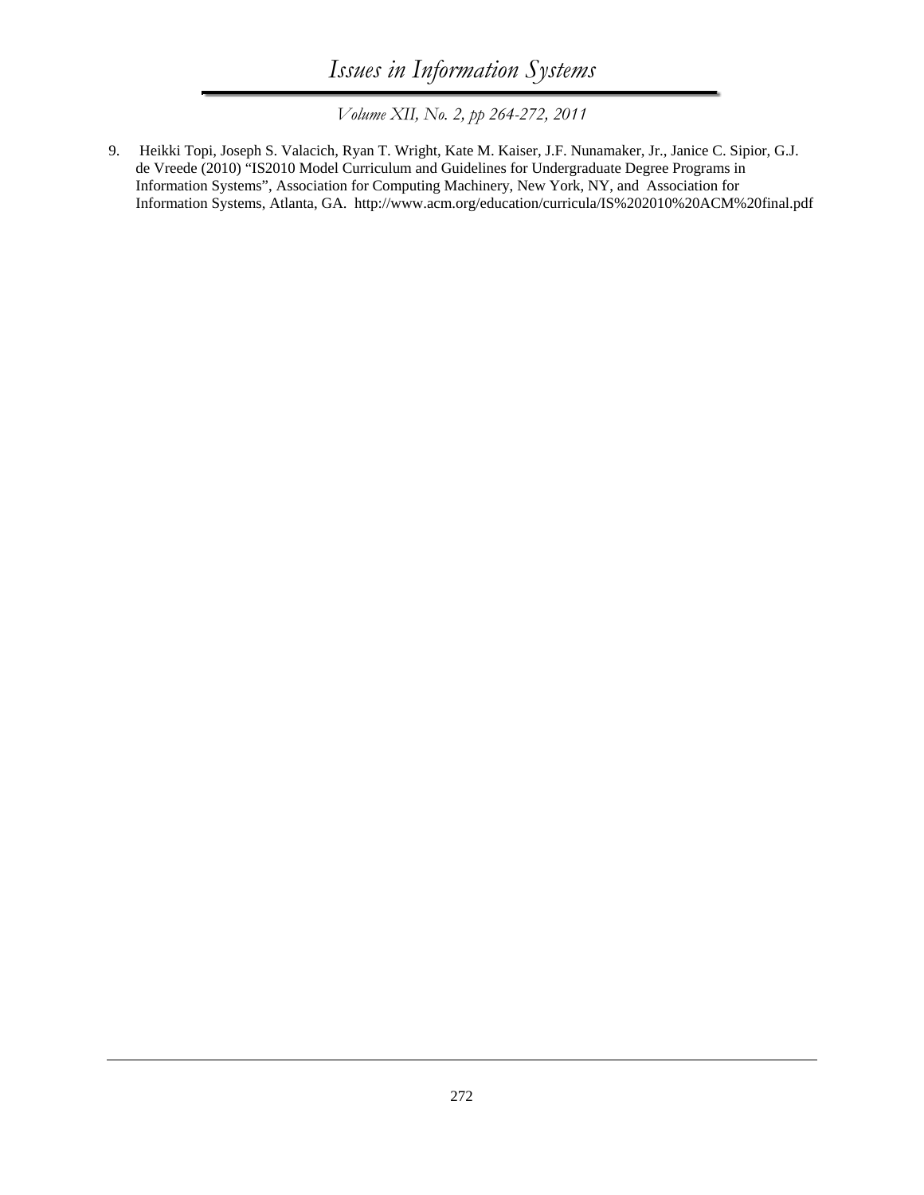9. Heikki Topi, Joseph S. Valacich, Ryan T. Wright, Kate M. Kaiser, J.F. Nunamaker, Jr., Janice C. Sipior, G.J. de Vreede (2010) "IS2010 Model Curriculum and Guidelines for Undergraduate Degree Programs in Information Systems", Association for Computing Machinery, New York, NY, and Association for Information Systems, Atlanta, GA. http://www.acm.org/education/curricula/IS%202010%20ACM%20final.pdf